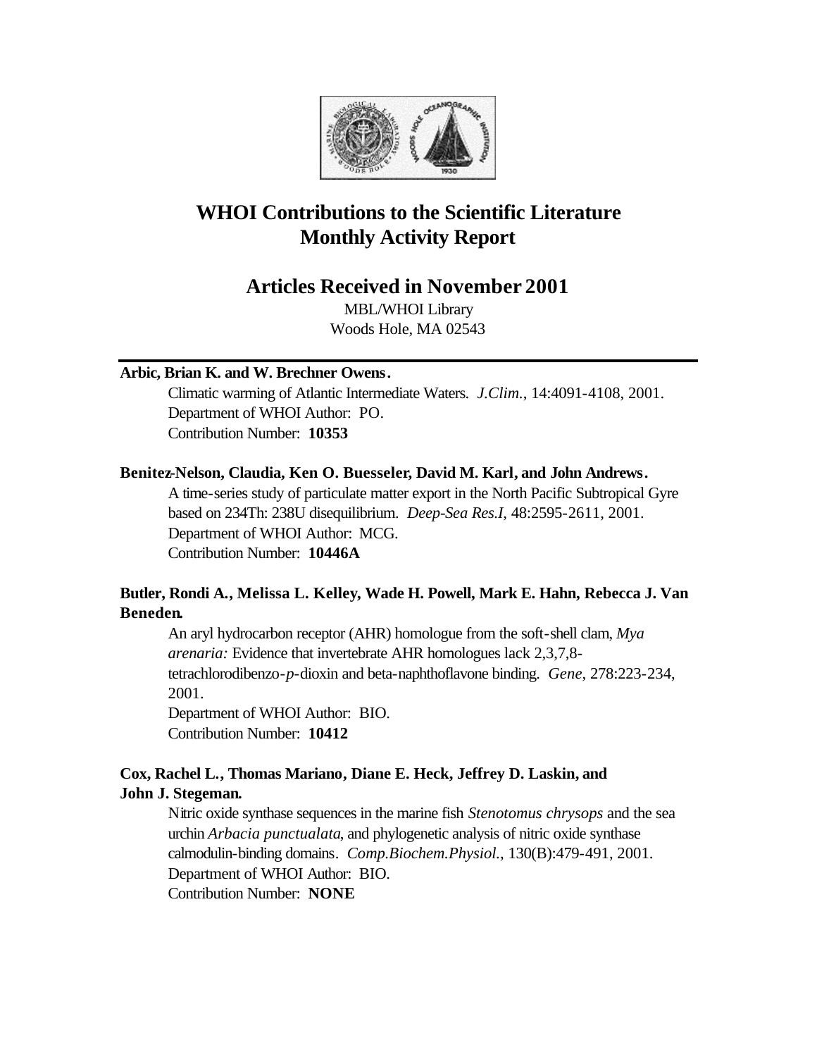# WHOI Contributions to the Scientific Literature
# Monthly Activity Report

## Articles Received in November 2001

MBL/WHOI Library
Woods Hole, MA 02543

---

**Arbic, Brian K. and W. Brechner Owens.**

Climatic warming of Atlantic Intermediate Waters. *J.Clim.*, 14:4091-4108, 2001.
Department of WHOI Author: PO.
Contribution Number: **10353**

**Benitez-Nelson, Claudia, Ken O. Buesseler, David M. Karl, and John Andrews.**

A time-series study of particulate matter export in the North Pacific Subtropical Gyre based on 234Th: 238U disequilibrium. *Deep-Sea Res.I*, 48:2595-2611, 2001.
Department of WHOI Author: MCG.
Contribution Number: **10446A**

**Butler, Rondi A., Melissa L. Kelley, Wade H. Powell, Mark E. Hahn, Rebecca J. Van Beneden.**

An aryl hydrocarbon receptor (AHR) homologue from the soft-shell clam, *Mya arenaria:* Evidence that invertebrate AHR homologues lack 2,3,7,8-tetrachlorodibenzo-*p*-dioxin and beta-naphthoflavone binding. *Gene*, 278:223-234, 2001.
Department of WHOI Author: BIO.
Contribution Number: **10412**

**Cox, Rachel L., Thomas Mariano, Diane E. Heck, Jeffrey D. Laskin, and John J. Stegeman.**

Nitric oxide synthase sequences in the marine fish *Stenotomus chrysops* and the sea urchin *Arbacia punctualata*, and phylogenetic analysis of nitric oxide synthase calmodulin-binding domains. *Comp.Biochem.Physiol.*, 130(B):479-491, 2001.
Department of WHOI Author: BIO.
Contribution Number: **NONE**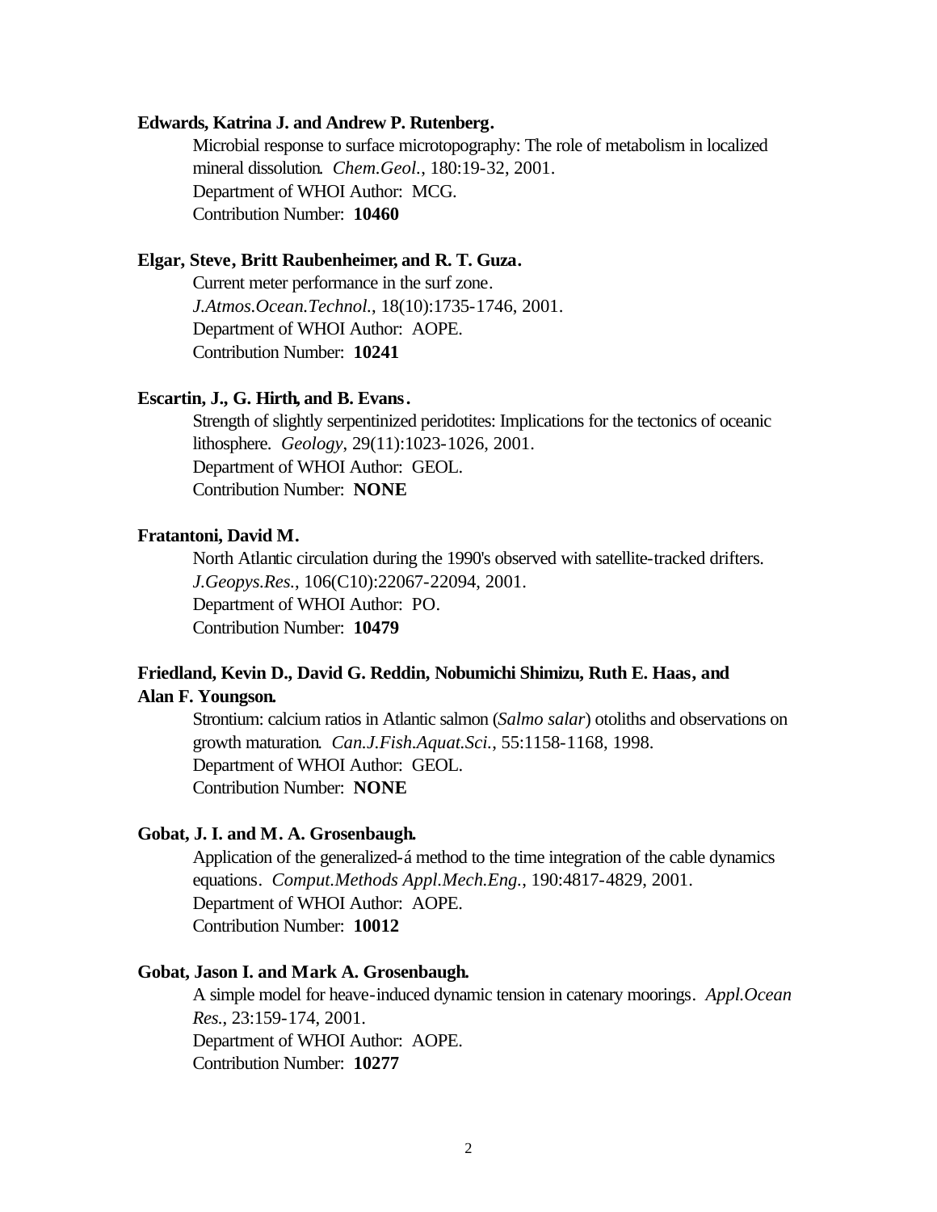**Edwards, Katrina J. and Andrew P. Rutenberg.**

Microbial response to surface microtopography: The role of metabolism in localized mineral dissolution. *Chem.Geol.*, 180:19-32, 2001.
Department of WHOI Author: MCG.
Contribution Number: **10460**

**Elgar, Steve, Britt Raubenheimer, and R. T. Guza.**

Current meter performance in the surf zone.
*J.Atmos.Ocean.Technol.*, 18(10):1735-1746, 2001.
Department of WHOI Author: AOPE.
Contribution Number: **10241**

**Escartin, J., G. Hirth, and B. Evans.**

Strength of slightly serpentinized peridotites: Implications for the tectonics of oceanic lithosphere. *Geology*, 29(11):1023-1026, 2001.
Department of WHOI Author: GEOL.
Contribution Number: **NONE**

**Fratantoni, David M.**

North Atlantic circulation during the 1990's observed with satellite-tracked drifters.
*J.Geopys.Res.*, 106(C10):22067-22094, 2001.
Department of WHOI Author: PO.
Contribution Number: **10479**

**Friedland, Kevin D., David G. Reddin, Nobumichi Shimizu, Ruth E. Haas, and Alan F. Youngson.**

Strontium: calcium ratios in Atlantic salmon (*Salmo salar*) otoliths and observations on growth maturation. *Can.J.Fish.Aquat.Sci.*, 55:1158-1168, 1998.
Department of WHOI Author: GEOL.
Contribution Number: **NONE**

**Gobat, J. I. and M. A. Grosenbaugh.**

Application of the generalized-á method to the time integration of the cable dynamics equations. *Comput.Methods Appl.Mech.Eng.*, 190:4817-4829, 2001.
Department of WHOI Author: AOPE.
Contribution Number: **10012**

**Gobat, Jason I. and Mark A. Grosenbaugh.**

A simple model for heave-induced dynamic tension in catenary moorings. *Appl.Ocean Res.*, 23:159-174, 2001.
Department of WHOI Author: AOPE.
Contribution Number: **10277**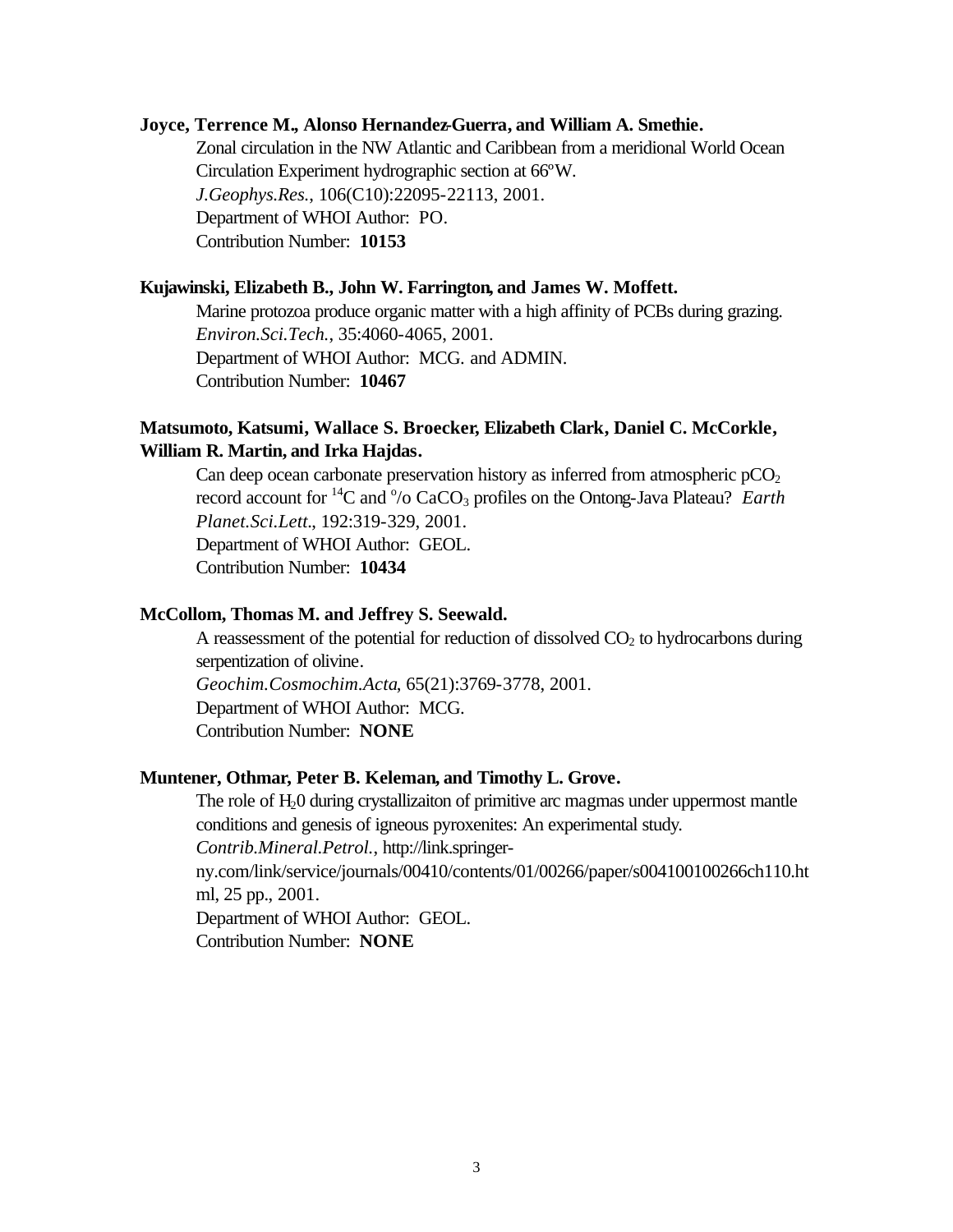**Joyce, Terrence M., Alonso Hernandez-Guerra, and William A. Smethie.**

Zonal circulation in the NW Atlantic and Caribbean from a meridional World Ocean Circulation Experiment hydrographic section at 66ºW.
*J.Geophys.Res.*, 106(C10):22095-22113, 2001.
Department of WHOI Author: PO.
Contribution Number: **10153**

**Kujawinski, Elizabeth B., John W. Farrington, and James W. Moffett.**

Marine protozoa produce organic matter with a high affinity of PCBs during grazing.
*Environ.Sci.Tech.*, 35:4060-4065, 2001.
Department of WHOI Author: MCG. and ADMIN.
Contribution Number: **10467**

**Matsumoto, Katsumi, Wallace S. Broecker, Elizabeth Clark, Daniel C. McCorkle, William R. Martin, and Irka Hajdas.**

Can deep ocean carbonate preservation history as inferred from atmospheric $pCO_2$ record account for $^{14}C$ and °/o $CaCO_3$ profiles on the Ontong-Java Plateau? *Earth Planet.Sci.Lett.*, 192:319-329, 2001.
Department of WHOI Author: GEOL.
Contribution Number: **10434**

**McCollom, Thomas M. and Jeffrey S. Seewald.**

A reassessment of the potential for reduction of dissolved $CO_2$ to hydrocarbons during serpentization of olivine.
*Geochim.Cosmochim.Acta*, 65(21):3769-3778, 2001.
Department of WHOI Author: MCG.
Contribution Number: **NONE**

**Muntener, Othmar, Peter B. Keleman, and Timothy L. Grove.**

The role of $H_20$ during crystallizaiton of primitive arc magmas under uppermost mantle conditions and genesis of igneous pyroxenites: An experimental study.
*Contrib.Mineral.Petrol.*, http://link.springer-ny.com/link/service/journals/00410/contents/01/00266/paper/s004100100266ch110.html, 25 pp., 2001.
Department of WHOI Author: GEOL.
Contribution Number: **NONE**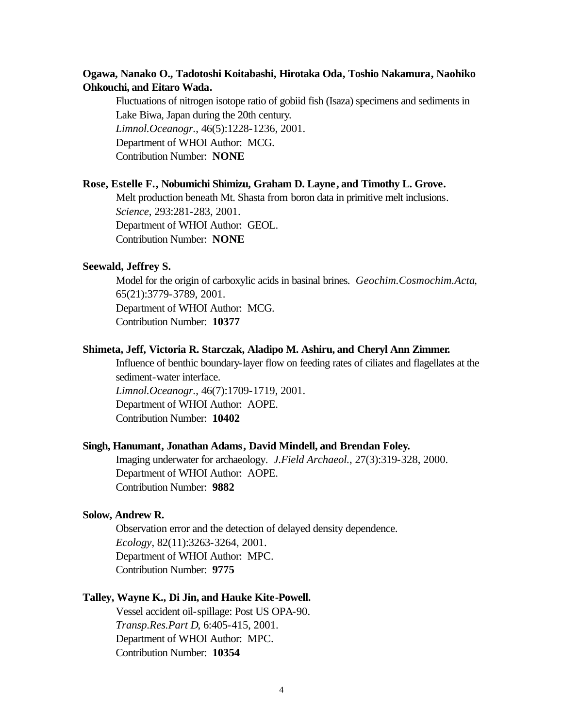**Ogawa, Nanako O., Tadotoshi Koitabashi, Hirotaka Oda, Toshio Nakamura, Naohiko Ohkouchi, and Eitaro Wada.**

Fluctuations of nitrogen isotope ratio of gobiid fish (Isaza) specimens and sediments in Lake Biwa, Japan during the 20th century.
*Limnol.Oceanogr.*, 46(5):1228-1236, 2001.
Department of WHOI Author: MCG.
Contribution Number: **NONE**

**Rose, Estelle F., Nobumichi Shimizu, Graham D. Layne, and Timothy L. Grove.**

Melt production beneath Mt. Shasta from boron data in primitive melt inclusions.
*Science*, 293:281-283, 2001.
Department of WHOI Author: GEOL.
Contribution Number: **NONE**

**Seewald, Jeffrey S.**

Model for the origin of carboxylic acids in basinal brines. *Geochim.Cosmochim.Acta*, 65(21):3779-3789, 2001.
Department of WHOI Author: MCG.
Contribution Number: **10377**

**Shimeta, Jeff, Victoria R. Starczak, Aladipo M. Ashiru, and Cheryl Ann Zimmer.**

Influence of benthic boundary-layer flow on feeding rates of ciliates and flagellates at the sediment-water interface.
*Limnol.Oceanogr.*, 46(7):1709-1719, 2001.
Department of WHOI Author: AOPE.
Contribution Number: **10402**

**Singh, Hanumant, Jonathan Adams, David Mindell, and Brendan Foley.**

Imaging underwater for archaeology. *J.Field Archaeol.*, 27(3):319-328, 2000.
Department of WHOI Author: AOPE.
Contribution Number: **9882**

**Solow, Andrew R.**

Observation error and the detection of delayed density dependence.
*Ecology*, 82(11):3263-3264, 2001.
Department of WHOI Author: MPC.
Contribution Number: **9775**

**Talley, Wayne K., Di Jin, and Hauke Kite-Powell.**

Vessel accident oil-spillage: Post US OPA-90.
*Transp.Res.Part D*, 6:405-415, 2001.
Department of WHOI Author: MPC.
Contribution Number: **10354**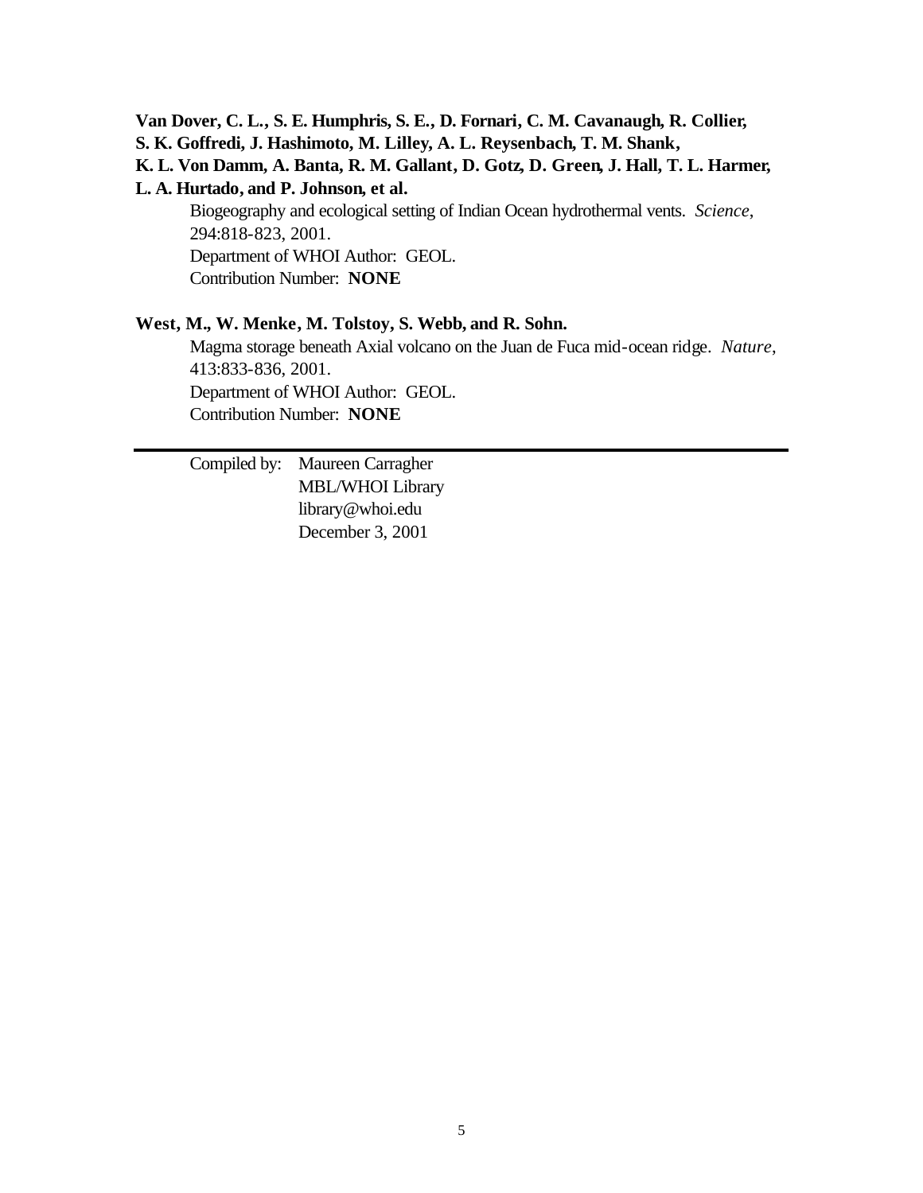**Van Dover, C. L., S. E. Humphris, S. E., D. Fornari, C. M. Cavanaugh, R. Collier, S. K. Goffredi, J. Hashimoto, M. Lilley, A. L. Reysenbach, T. M. Shank, K. L. Von Damm, A. Banta, R. M. Gallant, D. Gotz, D. Green, J. Hall, T. L. Harmer, L. A. Hurtado, and P. Johnson, et al.**

Biogeography and ecological setting of Indian Ocean hydrothermal vents. *Science*, 294:818-823, 2001.
Department of WHOI Author: GEOL.
Contribution Number: **NONE**

**West, M., W. Menke, M. Tolstoy, S. Webb, and R. Sohn.**

Magma storage beneath Axial volcano on the Juan de Fuca mid-ocean ridge. *Nature*, 413:833-836, 2001.
Department of WHOI Author: GEOL.
Contribution Number: **NONE**

---

Compiled by: Maureen Carragher
MBL/WHOI Library
library@whoi.edu
December 3, 2001